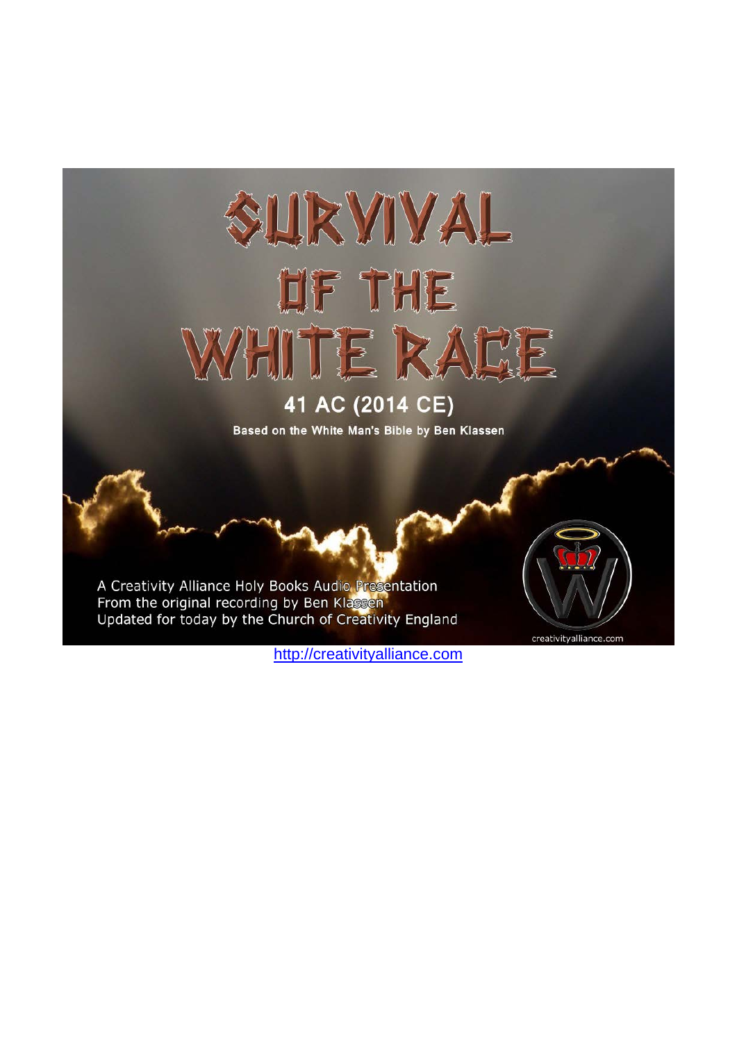# SURVIVAL OF THE WHITE RACE

## 41 AC (2014 CE)

**Based on the White Man's Bible by Ben Klassen**

A Creativity Alliance Holy Books Audio Presentation
From the original recording by Ben Klassen
Updated for today by the Church of Creativity England

creativityalliance.com

http://creativityalliance.com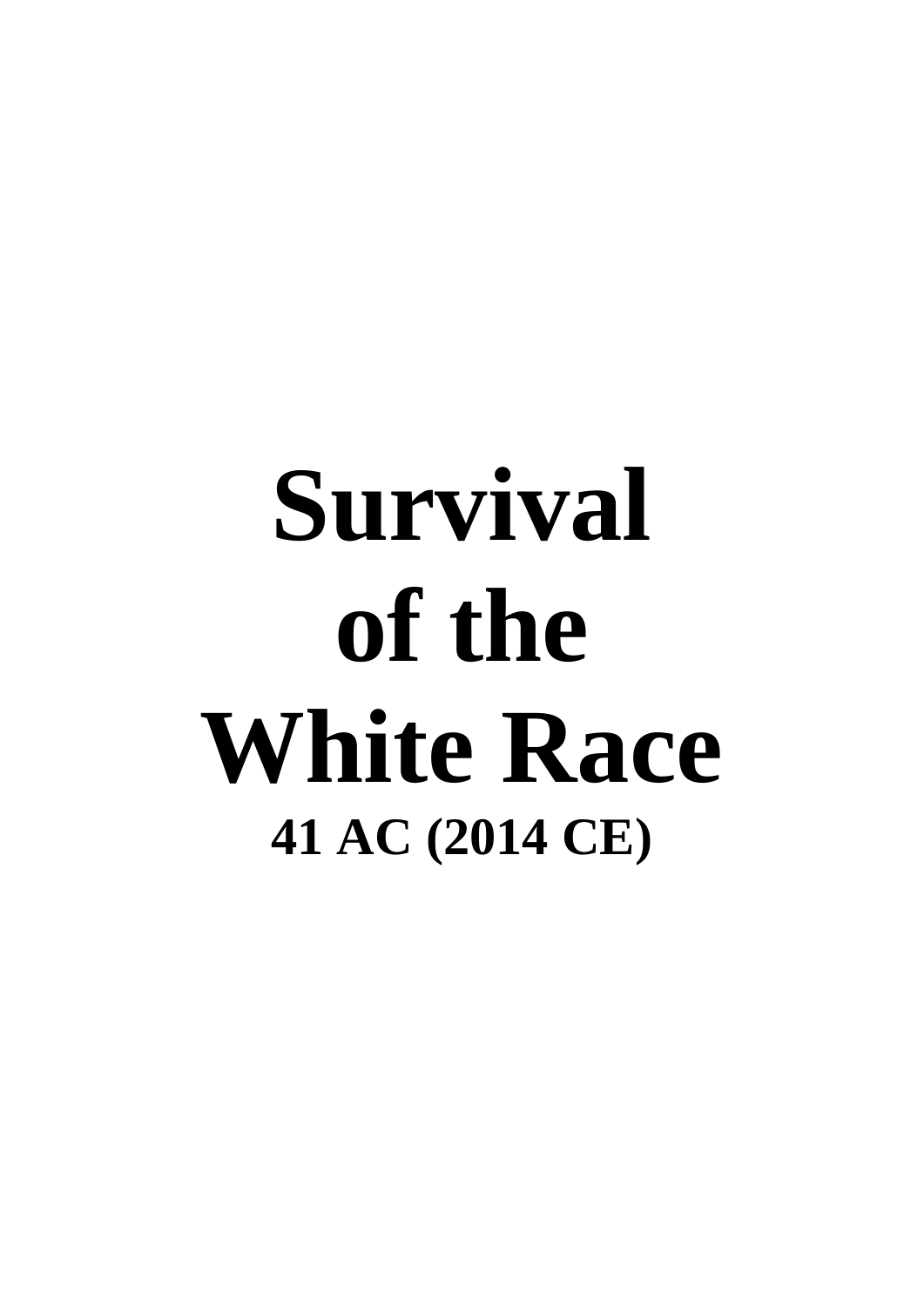# Survival of the White Race

**41 AC (2014 CE)**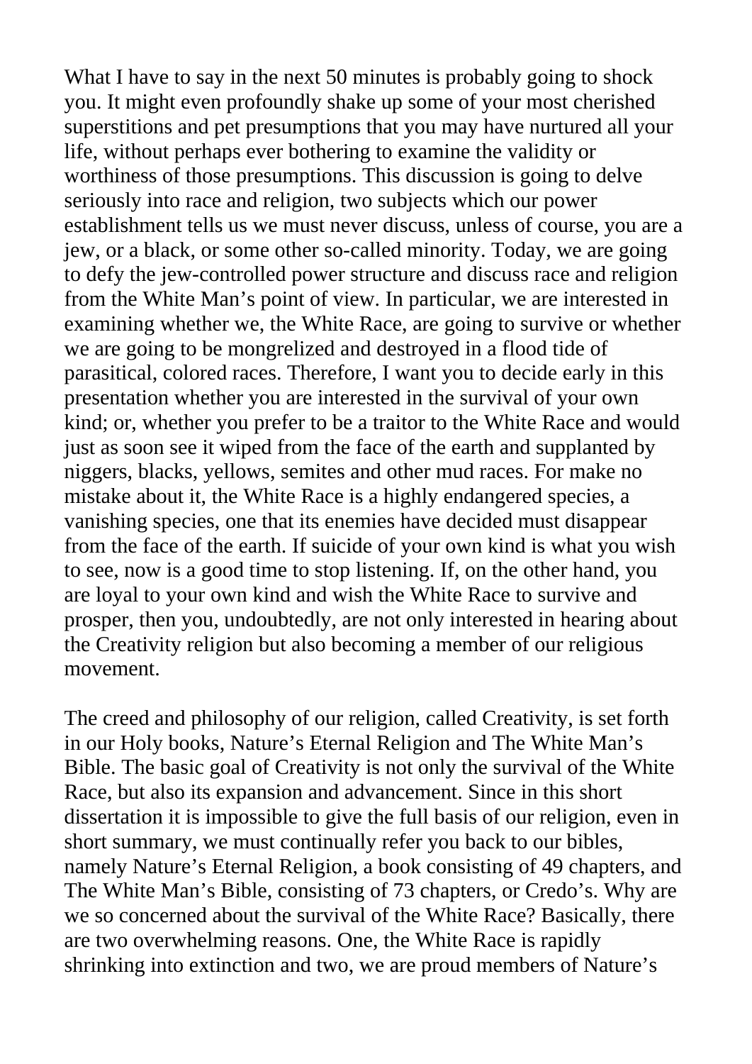What I have to say in the next 50 minutes is probably going to shock you. It might even profoundly shake up some of your most cherished superstitions and pet presumptions that you may have nurtured all your life, without perhaps ever bothering to examine the validity or worthiness of those presumptions. This discussion is going to delve seriously into race and religion, two subjects which our power establishment tells us we must never discuss, unless of course, you are a jew, or a black, or some other so-called minority. Today, we are going to defy the jew-controlled power structure and discuss race and religion from the White Man's point of view. In particular, we are interested in examining whether we, the White Race, are going to survive or whether we are going to be mongrelized and destroyed in a flood tide of parasitical, colored races. Therefore, I want you to decide early in this presentation whether you are interested in the survival of your own kind; or, whether you prefer to be a traitor to the White Race and would just as soon see it wiped from the face of the earth and supplanted by niggers, blacks, yellows, semites and other mud races. For make no mistake about it, the White Race is a highly endangered species, a vanishing species, one that its enemies have decided must disappear from the face of the earth. If suicide of your own kind is what you wish to see, now is a good time to stop listening. If, on the other hand, you are loyal to your own kind and wish the White Race to survive and prosper, then you, undoubtedly, are not only interested in hearing about the Creativity religion but also becoming a member of our religious movement.

The creed and philosophy of our religion, called Creativity, is set forth in our Holy books, Nature's Eternal Religion and The White Man's Bible. The basic goal of Creativity is not only the survival of the White Race, but also its expansion and advancement. Since in this short dissertation it is impossible to give the full basis of our religion, even in short summary, we must continually refer you back to our bibles, namely Nature's Eternal Religion, a book consisting of 49 chapters, and The White Man's Bible, consisting of 73 chapters, or Credo's. Why are we so concerned about the survival of the White Race? Basically, there are two overwhelming reasons. One, the White Race is rapidly shrinking into extinction and two, we are proud members of Nature's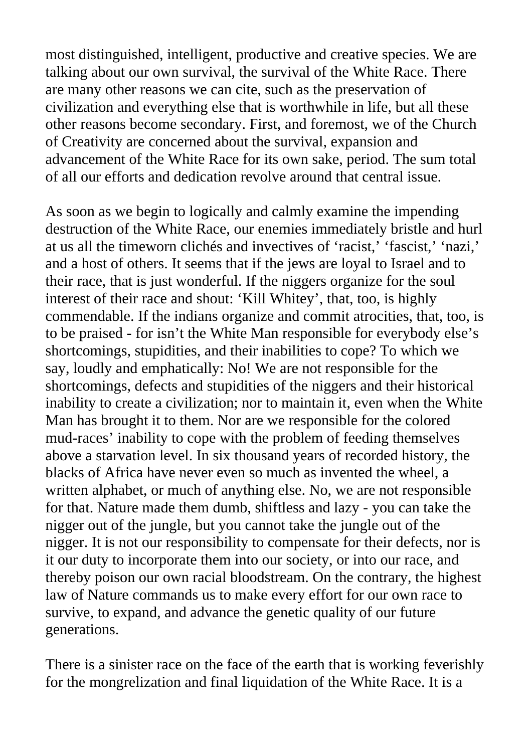most distinguished, intelligent, productive and creative species. We are talking about our own survival, the survival of the White Race. There are many other reasons we can cite, such as the preservation of civilization and everything else that is worthwhile in life, but all these other reasons become secondary. First, and foremost, we of the Church of Creativity are concerned about the survival, expansion and advancement of the White Race for its own sake, period. The sum total of all our efforts and dedication revolve around that central issue.

As soon as we begin to logically and calmly examine the impending destruction of the White Race, our enemies immediately bristle and hurl at us all the timeworn clichés and invectives of 'racist,' 'fascist,' 'nazi,' and a host of others. It seems that if the jews are loyal to Israel and to their race, that is just wonderful. If the niggers organize for the soul interest of their race and shout: 'Kill Whitey', that, too, is highly commendable. If the indians organize and commit atrocities, that, too, is to be praised - for isn't the White Man responsible for everybody else's shortcomings, stupidities, and their inabilities to cope? To which we say, loudly and emphatically: No! We are not responsible for the shortcomings, defects and stupidities of the niggers and their historical inability to create a civilization; nor to maintain it, even when the White Man has brought it to them. Nor are we responsible for the colored mud-races' inability to cope with the problem of feeding themselves above a starvation level. In six thousand years of recorded history, the blacks of Africa have never even so much as invented the wheel, a written alphabet, or much of anything else. No, we are not responsible for that. Nature made them dumb, shiftless and lazy - you can take the nigger out of the jungle, but you cannot take the jungle out of the nigger. It is not our responsibility to compensate for their defects, nor is it our duty to incorporate them into our society, or into our race, and thereby poison our own racial bloodstream. On the contrary, the highest law of Nature commands us to make every effort for our own race to survive, to expand, and advance the genetic quality of our future generations.

There is a sinister race on the face of the earth that is working feverishly for the mongrelization and final liquidation of the White Race. It is a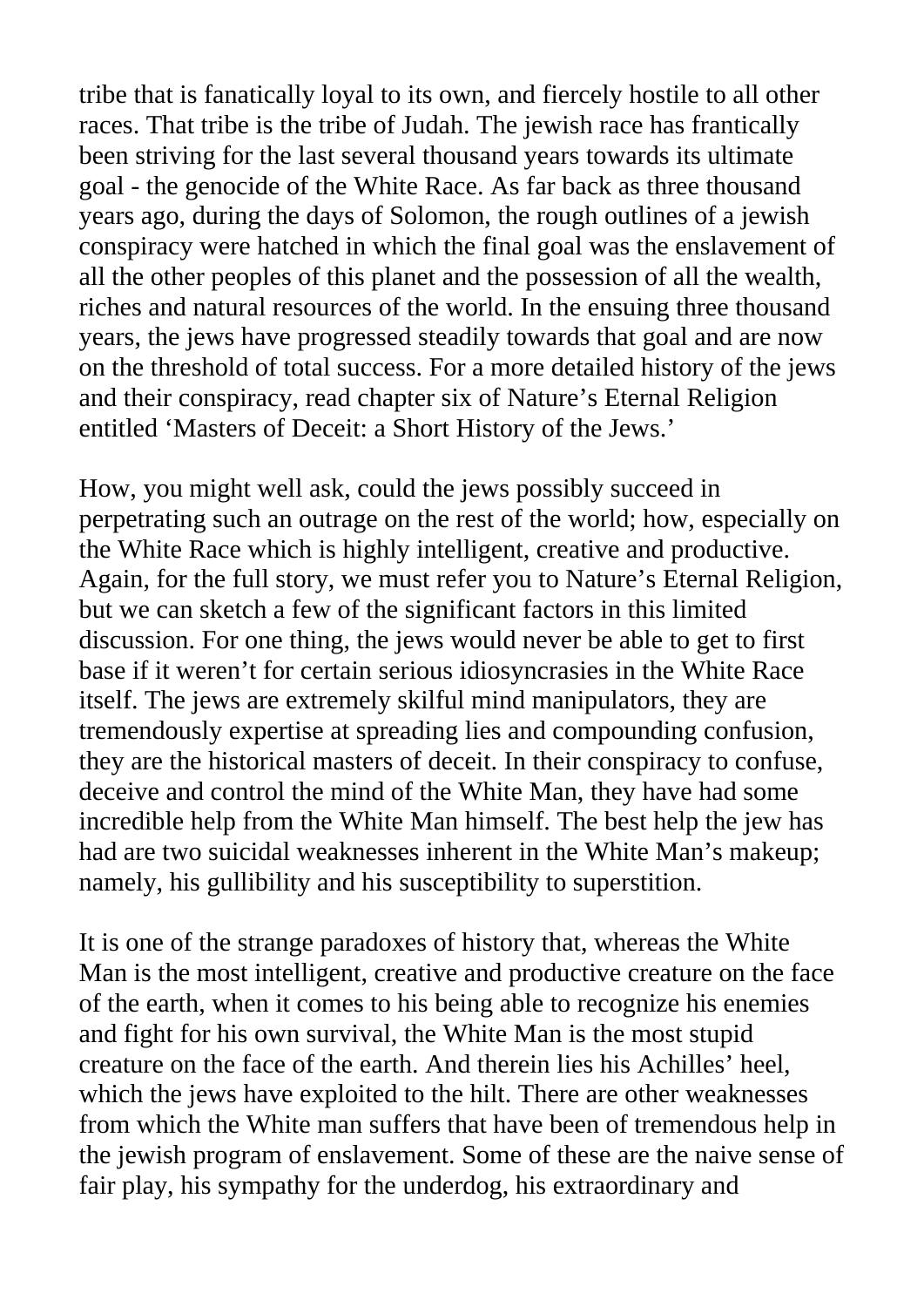tribe that is fanatically loyal to its own, and fiercely hostile to all other races. That tribe is the tribe of Judah. The jewish race has frantically been striving for the last several thousand years towards its ultimate goal - the genocide of the White Race. As far back as three thousand years ago, during the days of Solomon, the rough outlines of a jewish conspiracy were hatched in which the final goal was the enslavement of all the other peoples of this planet and the possession of all the wealth, riches and natural resources of the world. In the ensuing three thousand years, the jews have progressed steadily towards that goal and are now on the threshold of total success. For a more detailed history of the jews and their conspiracy, read chapter six of Nature's Eternal Religion entitled 'Masters of Deceit: a Short History of the Jews.'

How, you might well ask, could the jews possibly succeed in perpetrating such an outrage on the rest of the world; how, especially on the White Race which is highly intelligent, creative and productive. Again, for the full story, we must refer you to Nature's Eternal Religion, but we can sketch a few of the significant factors in this limited discussion. For one thing, the jews would never be able to get to first base if it weren't for certain serious idiosyncrasies in the White Race itself. The jews are extremely skilful mind manipulators, they are tremendously expertise at spreading lies and compounding confusion, they are the historical masters of deceit. In their conspiracy to confuse, deceive and control the mind of the White Man, they have had some incredible help from the White Man himself. The best help the jew has had are two suicidal weaknesses inherent in the White Man's makeup; namely, his gullibility and his susceptibility to superstition.

It is one of the strange paradoxes of history that, whereas the White Man is the most intelligent, creative and productive creature on the face of the earth, when it comes to his being able to recognize his enemies and fight for his own survival, the White Man is the most stupid creature on the face of the earth. And therein lies his Achilles' heel, which the jews have exploited to the hilt. There are other weaknesses from which the White man suffers that have been of tremendous help in the jewish program of enslavement. Some of these are the naive sense of fair play, his sympathy for the underdog, his extraordinary and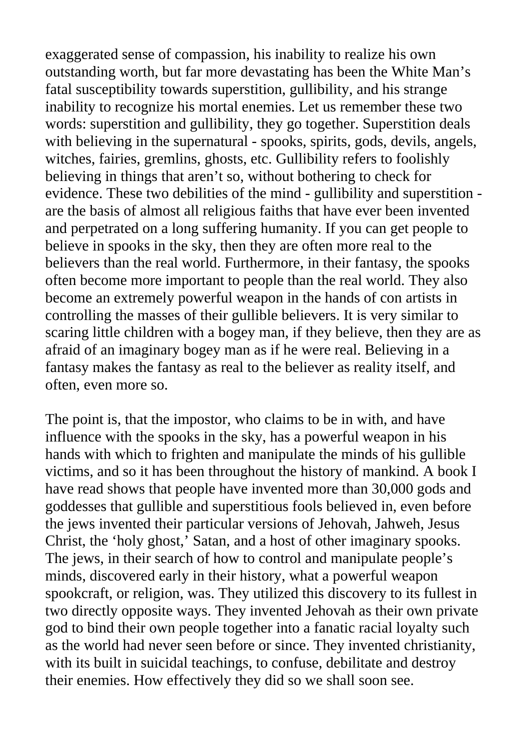exaggerated sense of compassion, his inability to realize his own outstanding worth, but far more devastating has been the White Man's fatal susceptibility towards superstition, gullibility, and his strange inability to recognize his mortal enemies. Let us remember these two words: superstition and gullibility, they go together. Superstition deals with believing in the supernatural - spooks, spirits, gods, devils, angels, witches, fairies, gremlins, ghosts, etc. Gullibility refers to foolishly believing in things that aren't so, without bothering to check for evidence. These two debilities of the mind - gullibility and superstition - are the basis of almost all religious faiths that have ever been invented and perpetrated on a long suffering humanity. If you can get people to believe in spooks in the sky, then they are often more real to the believers than the real world. Furthermore, in their fantasy, the spooks often become more important to people than the real world. They also become an extremely powerful weapon in the hands of con artists in controlling the masses of their gullible believers. It is very similar to scaring little children with a bogey man, if they believe, then they are as afraid of an imaginary bogey man as if he were real. Believing in a fantasy makes the fantasy as real to the believer as reality itself, and often, even more so.

The point is, that the impostor, who claims to be in with, and have influence with the spooks in the sky, has a powerful weapon in his hands with which to frighten and manipulate the minds of his gullible victims, and so it has been throughout the history of mankind. A book I have read shows that people have invented more than 30,000 gods and goddesses that gullible and superstitious fools believed in, even before the jews invented their particular versions of Jehovah, Jahweh, Jesus Christ, the 'holy ghost,' Satan, and a host of other imaginary spooks. The jews, in their search of how to control and manipulate people's minds, discovered early in their history, what a powerful weapon spookcraft, or religion, was. They utilized this discovery to its fullest in two directly opposite ways. They invented Jehovah as their own private god to bind their own people together into a fanatic racial loyalty such as the world had never seen before or since. They invented christianity, with its built in suicidal teachings, to confuse, debilitate and destroy their enemies. How effectively they did so we shall soon see.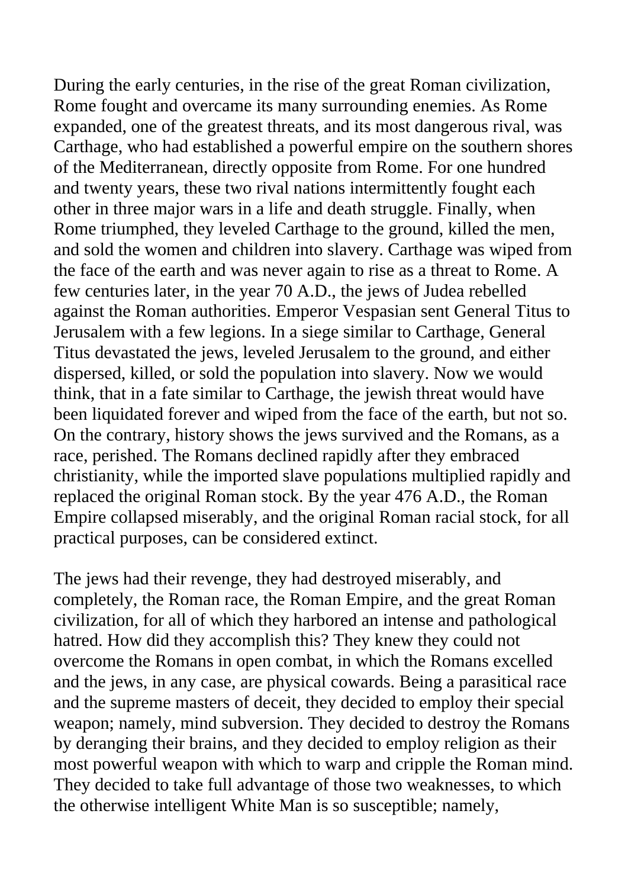During the early centuries, in the rise of the great Roman civilization, Rome fought and overcame its many surrounding enemies. As Rome expanded, one of the greatest threats, and its most dangerous rival, was Carthage, who had established a powerful empire on the southern shores of the Mediterranean, directly opposite from Rome. For one hundred and twenty years, these two rival nations intermittently fought each other in three major wars in a life and death struggle. Finally, when Rome triumphed, they leveled Carthage to the ground, killed the men, and sold the women and children into slavery. Carthage was wiped from the face of the earth and was never again to rise as a threat to Rome. A few centuries later, in the year 70 A.D., the jews of Judea rebelled against the Roman authorities. Emperor Vespasian sent General Titus to Jerusalem with a few legions. In a siege similar to Carthage, General Titus devastated the jews, leveled Jerusalem to the ground, and either dispersed, killed, or sold the population into slavery. Now we would think, that in a fate similar to Carthage, the jewish threat would have been liquidated forever and wiped from the face of the earth, but not so. On the contrary, history shows the jews survived and the Romans, as a race, perished. The Romans declined rapidly after they embraced christianity, while the imported slave populations multiplied rapidly and replaced the original Roman stock. By the year 476 A.D., the Roman Empire collapsed miserably, and the original Roman racial stock, for all practical purposes, can be considered extinct.

The jews had their revenge, they had destroyed miserably, and completely, the Roman race, the Roman Empire, and the great Roman civilization, for all of which they harbored an intense and pathological hatred. How did they accomplish this? They knew they could not overcome the Romans in open combat, in which the Romans excelled and the jews, in any case, are physical cowards. Being a parasitical race and the supreme masters of deceit, they decided to employ their special weapon; namely, mind subversion. They decided to destroy the Romans by deranging their brains, and they decided to employ religion as their most powerful weapon with which to warp and cripple the Roman mind. They decided to take full advantage of those two weaknesses, to which the otherwise intelligent White Man is so susceptible; namely,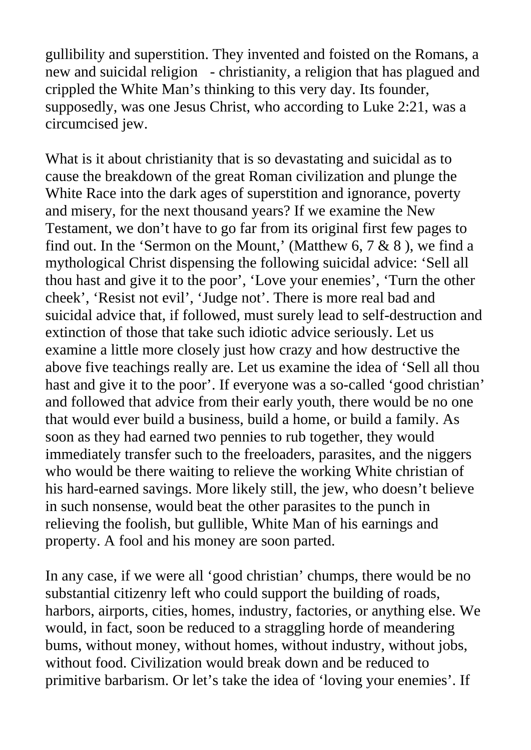gullibility and superstition. They invented and foisted on the Romans, a new and suicidal religion - christianity, a religion that has plagued and crippled the White Man's thinking to this very day. Its founder, supposedly, was one Jesus Christ, who according to Luke 2:21, was a circumcised jew.

What is it about christianity that is so devastating and suicidal as to cause the breakdown of the great Roman civilization and plunge the White Race into the dark ages of superstition and ignorance, poverty and misery, for the next thousand years? If we examine the New Testament, we don't have to go far from its original first few pages to find out. In the 'Sermon on the Mount,' (Matthew 6, 7 & 8 ), we find a mythological Christ dispensing the following suicidal advice: 'Sell all thou hast and give it to the poor', 'Love your enemies', 'Turn the other cheek', 'Resist not evil', 'Judge not'. There is more real bad and suicidal advice that, if followed, must surely lead to self-destruction and extinction of those that take such idiotic advice seriously. Let us examine a little more closely just how crazy and how destructive the above five teachings really are. Let us examine the idea of 'Sell all thou hast and give it to the poor'. If everyone was a so-called 'good christian' and followed that advice from their early youth, there would be no one that would ever build a business, build a home, or build a family. As soon as they had earned two pennies to rub together, they would immediately transfer such to the freeloaders, parasites, and the niggers who would be there waiting to relieve the working White christian of his hard-earned savings. More likely still, the jew, who doesn't believe in such nonsense, would beat the other parasites to the punch in relieving the foolish, but gullible, White Man of his earnings and property. A fool and his money are soon parted.

In any case, if we were all 'good christian' chumps, there would be no substantial citizenry left who could support the building of roads, harbors, airports, cities, homes, industry, factories, or anything else. We would, in fact, soon be reduced to a straggling horde of meandering bums, without money, without homes, without industry, without jobs, without food. Civilization would break down and be reduced to primitive barbarism. Or let's take the idea of 'loving your enemies'. If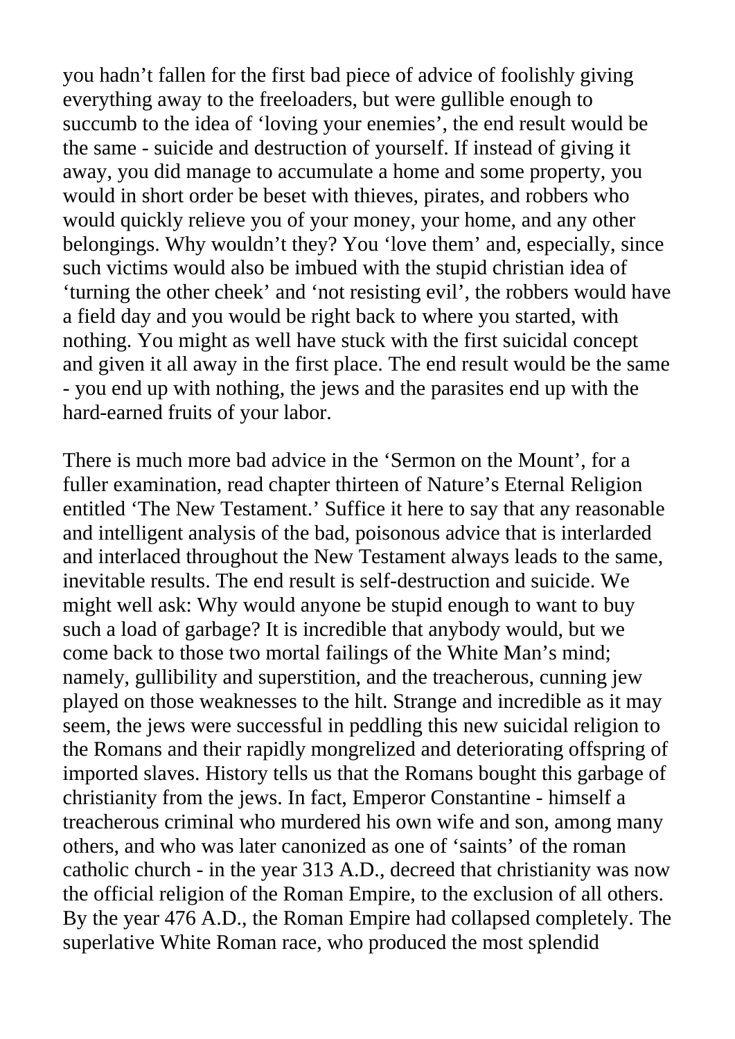you hadn't fallen for the first bad piece of advice of foolishly giving everything away to the freeloaders, but were gullible enough to succumb to the idea of 'loving your enemies', the end result would be the same - suicide and destruction of yourself. If instead of giving it away, you did manage to accumulate a home and some property, you would in short order be beset with thieves, pirates, and robbers who would quickly relieve you of your money, your home, and any other belongings. Why wouldn't they? You 'love them' and, especially, since such victims would also be imbued with the stupid christian idea of 'turning the other cheek' and 'not resisting evil', the robbers would have a field day and you would be right back to where you started, with nothing. You might as well have stuck with the first suicidal concept and given it all away in the first place. The end result would be the same - you end up with nothing, the jews and the parasites end up with the hard-earned fruits of your labor.

There is much more bad advice in the 'Sermon on the Mount', for a fuller examination, read chapter thirteen of Nature's Eternal Religion entitled 'The New Testament.' Suffice it here to say that any reasonable and intelligent analysis of the bad, poisonous advice that is interlarded and interlaced throughout the New Testament always leads to the same, inevitable results. The end result is self-destruction and suicide. We might well ask: Why would anyone be stupid enough to want to buy such a load of garbage? It is incredible that anybody would, but we come back to those two mortal failings of the White Man's mind; namely, gullibility and superstition, and the treacherous, cunning jew played on those weaknesses to the hilt. Strange and incredible as it may seem, the jews were successful in peddling this new suicidal religion to the Romans and their rapidly mongrelized and deteriorating offspring of imported slaves. History tells us that the Romans bought this garbage of christianity from the jews. In fact, Emperor Constantine - himself a treacherous criminal who murdered his own wife and son, among many others, and who was later canonized as one of 'saints' of the roman catholic church - in the year 313 A.D., decreed that christianity was now the official religion of the Roman Empire, to the exclusion of all others. By the year 476 A.D., the Roman Empire had collapsed completely. The superlative White Roman race, who produced the most splendid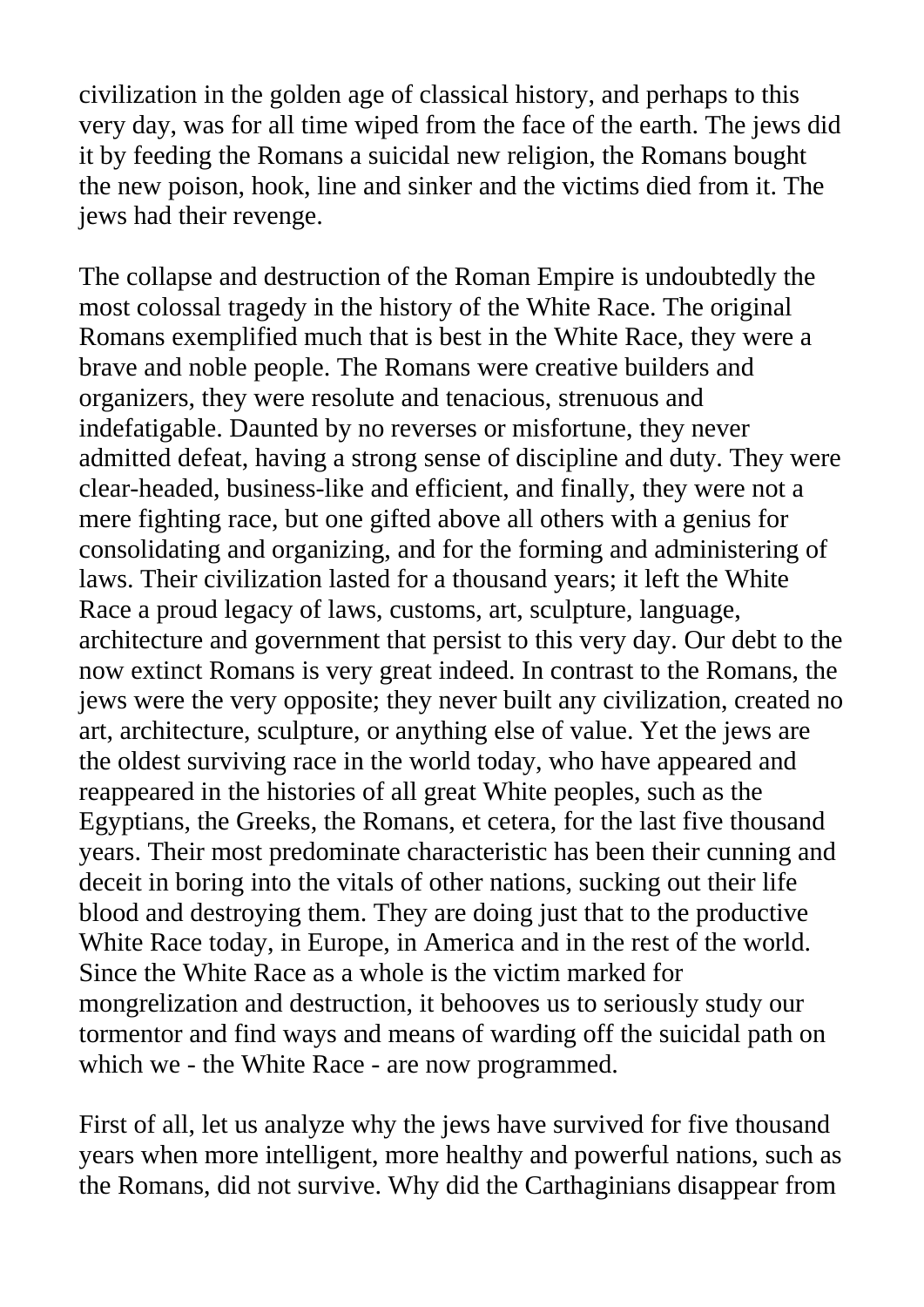civilization in the golden age of classical history, and perhaps to this very day, was for all time wiped from the face of the earth. The jews did it by feeding the Romans a suicidal new religion, the Romans bought the new poison, hook, line and sinker and the victims died from it. The jews had their revenge.

The collapse and destruction of the Roman Empire is undoubtedly the most colossal tragedy in the history of the White Race. The original Romans exemplified much that is best in the White Race, they were a brave and noble people. The Romans were creative builders and organizers, they were resolute and tenacious, strenuous and indefatigable. Daunted by no reverses or misfortune, they never admitted defeat, having a strong sense of discipline and duty. They were clear-headed, business-like and efficient, and finally, they were not a mere fighting race, but one gifted above all others with a genius for consolidating and organizing, and for the forming and administering of laws. Their civilization lasted for a thousand years; it left the White Race a proud legacy of laws, customs, art, sculpture, language, architecture and government that persist to this very day. Our debt to the now extinct Romans is very great indeed. In contrast to the Romans, the jews were the very opposite; they never built any civilization, created no art, architecture, sculpture, or anything else of value. Yet the jews are the oldest surviving race in the world today, who have appeared and reappeared in the histories of all great White peoples, such as the Egyptians, the Greeks, the Romans, et cetera, for the last five thousand years. Their most predominate characteristic has been their cunning and deceit in boring into the vitals of other nations, sucking out their life blood and destroying them. They are doing just that to the productive White Race today, in Europe, in America and in the rest of the world. Since the White Race as a whole is the victim marked for mongrelization and destruction, it behooves us to seriously study our tormentor and find ways and means of warding off the suicidal path on which we - the White Race - are now programmed.

First of all, let us analyze why the jews have survived for five thousand years when more intelligent, more healthy and powerful nations, such as the Romans, did not survive. Why did the Carthaginians disappear from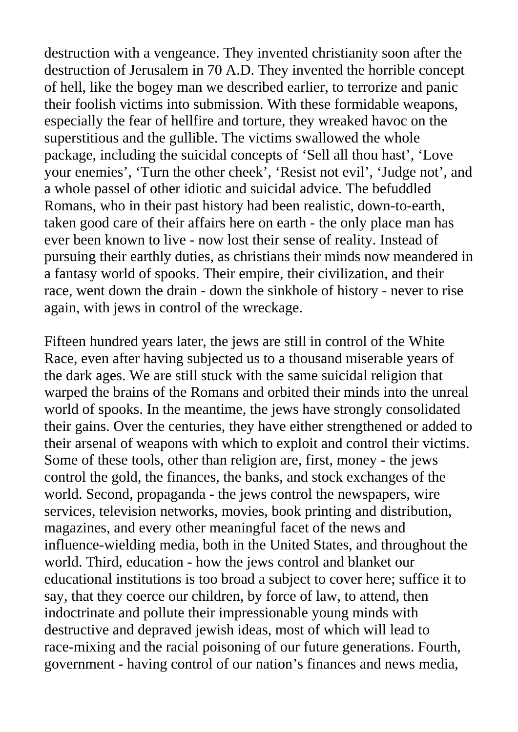destruction with a vengeance. They invented christianity soon after the destruction of Jerusalem in 70 A.D. They invented the horrible concept of hell, like the bogey man we described earlier, to terrorize and panic their foolish victims into submission. With these formidable weapons, especially the fear of hellfire and torture, they wreaked havoc on the superstitious and the gullible. The victims swallowed the whole package, including the suicidal concepts of 'Sell all thou hast', 'Love your enemies', 'Turn the other cheek', 'Resist not evil', 'Judge not', and a whole passel of other idiotic and suicidal advice. The befuddled Romans, who in their past history had been realistic, down-to-earth, taken good care of their affairs here on earth - the only place man has ever been known to live - now lost their sense of reality. Instead of pursuing their earthly duties, as christians their minds now meandered in a fantasy world of spooks. Their empire, their civilization, and their race, went down the drain - down the sinkhole of history - never to rise again, with jews in control of the wreckage.

Fifteen hundred years later, the jews are still in control of the White Race, even after having subjected us to a thousand miserable years of the dark ages. We are still stuck with the same suicidal religion that warped the brains of the Romans and orbited their minds into the unreal world of spooks. In the meantime, the jews have strongly consolidated their gains. Over the centuries, they have either strengthened or added to their arsenal of weapons with which to exploit and control their victims. Some of these tools, other than religion are, first, money - the jews control the gold, the finances, the banks, and stock exchanges of the world. Second, propaganda - the jews control the newspapers, wire services, television networks, movies, book printing and distribution, magazines, and every other meaningful facet of the news and influence-wielding media, both in the United States, and throughout the world. Third, education - how the jews control and blanket our educational institutions is too broad a subject to cover here; suffice it to say, that they coerce our children, by force of law, to attend, then indoctrinate and pollute their impressionable young minds with destructive and depraved jewish ideas, most of which will lead to race-mixing and the racial poisoning of our future generations. Fourth, government - having control of our nation's finances and news media,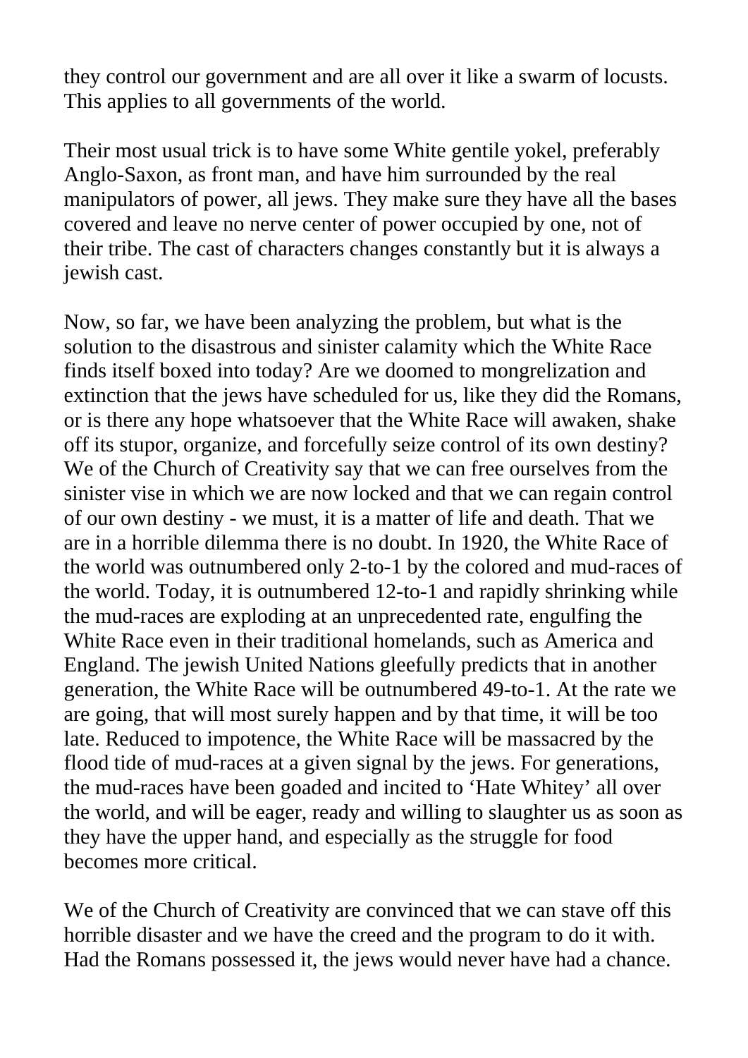they control our government and are all over it like a swarm of locusts. This applies to all governments of the world.

Their most usual trick is to have some White gentile yokel, preferably Anglo-Saxon, as front man, and have him surrounded by the real manipulators of power, all jews. They make sure they have all the bases covered and leave no nerve center of power occupied by one, not of their tribe. The cast of characters changes constantly but it is always a jewish cast.

Now, so far, we have been analyzing the problem, but what is the solution to the disastrous and sinister calamity which the White Race finds itself boxed into today? Are we doomed to mongrelization and extinction that the jews have scheduled for us, like they did the Romans, or is there any hope whatsoever that the White Race will awaken, shake off its stupor, organize, and forcefully seize control of its own destiny? We of the Church of Creativity say that we can free ourselves from the sinister vise in which we are now locked and that we can regain control of our own destiny - we must, it is a matter of life and death. That we are in a horrible dilemma there is no doubt. In 1920, the White Race of the world was outnumbered only 2-to-1 by the colored and mud-races of the world. Today, it is outnumbered 12-to-1 and rapidly shrinking while the mud-races are exploding at an unprecedented rate, engulfing the White Race even in their traditional homelands, such as America and England. The jewish United Nations gleefully predicts that in another generation, the White Race will be outnumbered 49-to-1. At the rate we are going, that will most surely happen and by that time, it will be too late. Reduced to impotence, the White Race will be massacred by the flood tide of mud-races at a given signal by the jews. For generations, the mud-races have been goaded and incited to 'Hate Whitey' all over the world, and will be eager, ready and willing to slaughter us as soon as they have the upper hand, and especially as the struggle for food becomes more critical.

We of the Church of Creativity are convinced that we can stave off this horrible disaster and we have the creed and the program to do it with. Had the Romans possessed it, the jews would never have had a chance.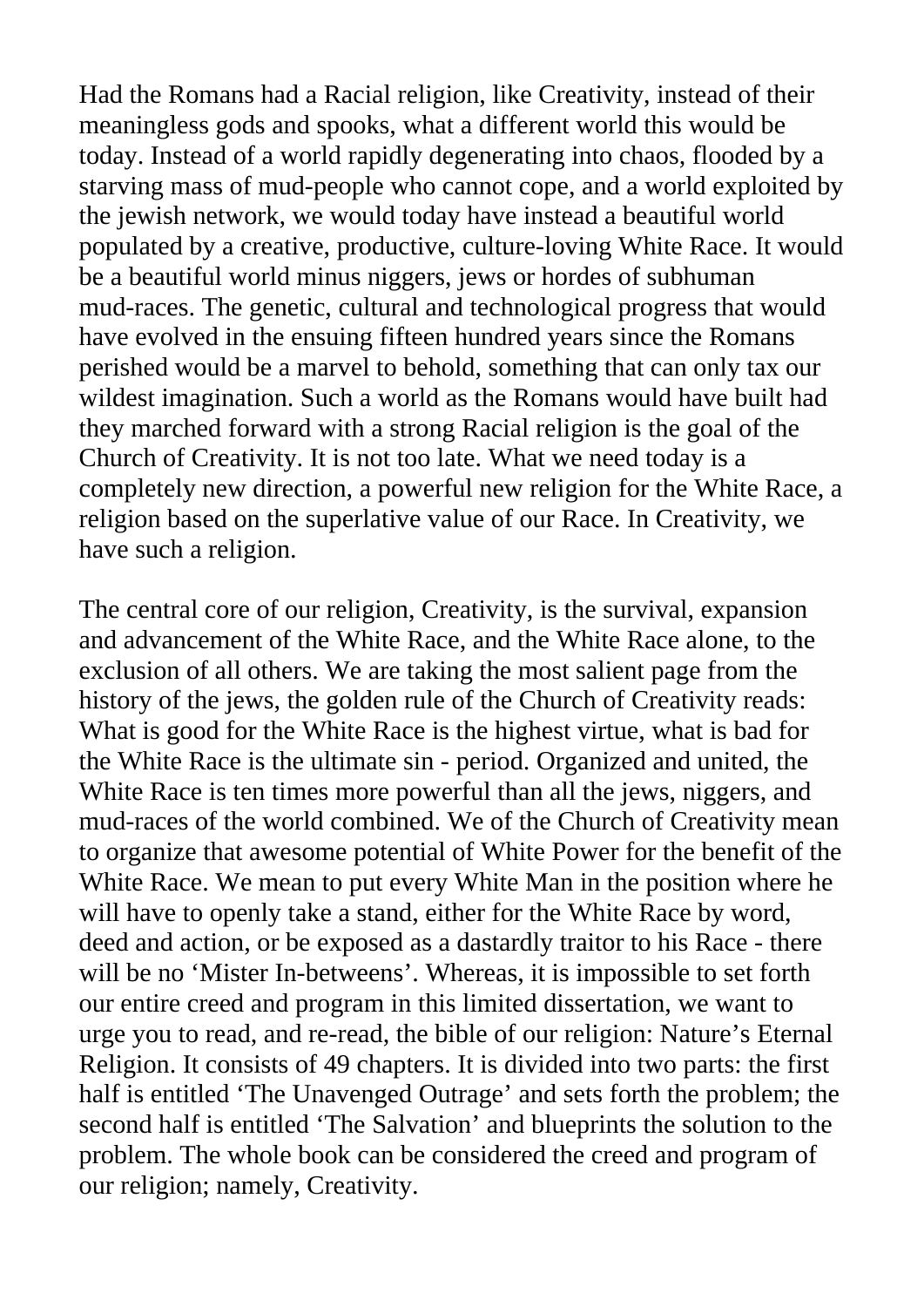Had the Romans had a Racial religion, like Creativity, instead of their meaningless gods and spooks, what a different world this would be today. Instead of a world rapidly degenerating into chaos, flooded by a starving mass of mud-people who cannot cope, and a world exploited by the jewish network, we would today have instead a beautiful world populated by a creative, productive, culture-loving White Race. It would be a beautiful world minus niggers, jews or hordes of subhuman mud-races. The genetic, cultural and technological progress that would have evolved in the ensuing fifteen hundred years since the Romans perished would be a marvel to behold, something that can only tax our wildest imagination. Such a world as the Romans would have built had they marched forward with a strong Racial religion is the goal of the Church of Creativity. It is not too late. What we need today is a completely new direction, a powerful new religion for the White Race, a religion based on the superlative value of our Race. In Creativity, we have such a religion.

The central core of our religion, Creativity, is the survival, expansion and advancement of the White Race, and the White Race alone, to the exclusion of all others. We are taking the most salient page from the history of the jews, the golden rule of the Church of Creativity reads: What is good for the White Race is the highest virtue, what is bad for the White Race is the ultimate sin - period. Organized and united, the White Race is ten times more powerful than all the jews, niggers, and mud-races of the world combined. We of the Church of Creativity mean to organize that awesome potential of White Power for the benefit of the White Race. We mean to put every White Man in the position where he will have to openly take a stand, either for the White Race by word, deed and action, or be exposed as a dastardly traitor to his Race - there will be no 'Mister In-betweens'. Whereas, it is impossible to set forth our entire creed and program in this limited dissertation, we want to urge you to read, and re-read, the bible of our religion: Nature's Eternal Religion. It consists of 49 chapters. It is divided into two parts: the first half is entitled 'The Unavenged Outrage' and sets forth the problem; the second half is entitled 'The Salvation' and blueprints the solution to the problem. The whole book can be considered the creed and program of our religion; namely, Creativity.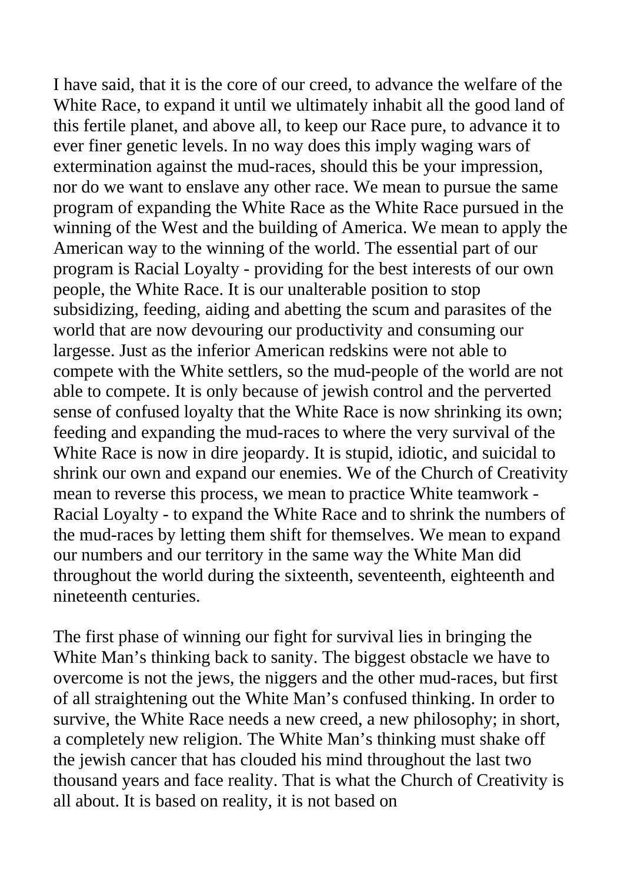I have said, that it is the core of our creed, to advance the welfare of the White Race, to expand it until we ultimately inhabit all the good land of this fertile planet, and above all, to keep our Race pure, to advance it to ever finer genetic levels. In no way does this imply waging wars of extermination against the mud-races, should this be your impression, nor do we want to enslave any other race. We mean to pursue the same program of expanding the White Race as the White Race pursued in the winning of the West and the building of America. We mean to apply the American way to the winning of the world. The essential part of our program is Racial Loyalty - providing for the best interests of our own people, the White Race. It is our unalterable position to stop subsidizing, feeding, aiding and abetting the scum and parasites of the world that are now devouring our productivity and consuming our largesse. Just as the inferior American redskins were not able to compete with the White settlers, so the mud-people of the world are not able to compete. It is only because of jewish control and the perverted sense of confused loyalty that the White Race is now shrinking its own; feeding and expanding the mud-races to where the very survival of the White Race is now in dire jeopardy. It is stupid, idiotic, and suicidal to shrink our own and expand our enemies. We of the Church of Creativity mean to reverse this process, we mean to practice White teamwork - Racial Loyalty - to expand the White Race and to shrink the numbers of the mud-races by letting them shift for themselves. We mean to expand our numbers and our territory in the same way the White Man did throughout the world during the sixteenth, seventeenth, eighteenth and nineteenth centuries.

The first phase of winning our fight for survival lies in bringing the White Man's thinking back to sanity. The biggest obstacle we have to overcome is not the jews, the niggers and the other mud-races, but first of all straightening out the White Man's confused thinking. In order to survive, the White Race needs a new creed, a new philosophy; in short, a completely new religion. The White Man's thinking must shake off the jewish cancer that has clouded his mind throughout the last two thousand years and face reality. That is what the Church of Creativity is all about. It is based on reality, it is not based on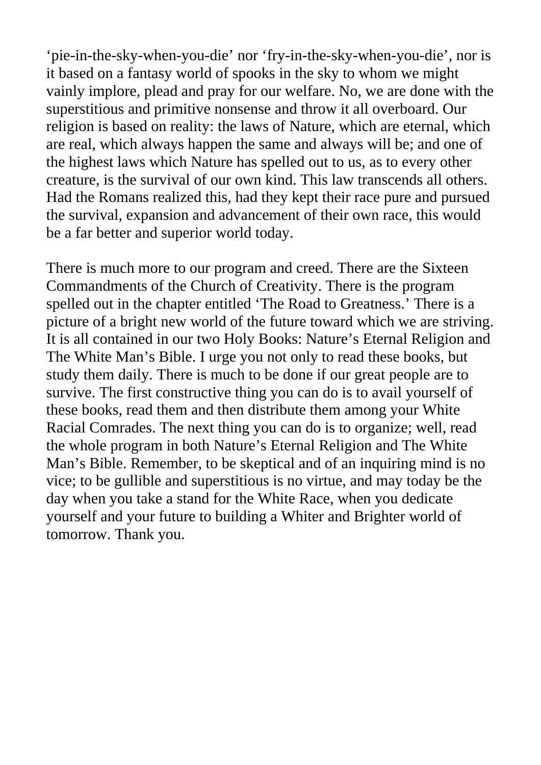'pie-in-the-sky-when-you-die' nor 'fry-in-the-sky-when-you-die', nor is it based on a fantasy world of spooks in the sky to whom we might vainly implore, plead and pray for our welfare. No, we are done with the superstitious and primitive nonsense and throw it all overboard. Our religion is based on reality: the laws of Nature, which are eternal, which are real, which always happen the same and always will be; and one of the highest laws which Nature has spelled out to us, as to every other creature, is the survival of our own kind. This law transcends all others. Had the Romans realized this, had they kept their race pure and pursued the survival, expansion and advancement of their own race, this would be a far better and superior world today.

There is much more to our program and creed. There are the Sixteen Commandments of the Church of Creativity. There is the program spelled out in the chapter entitled 'The Road to Greatness.' There is a picture of a bright new world of the future toward which we are striving. It is all contained in our two Holy Books: Nature's Eternal Religion and The White Man's Bible. I urge you not only to read these books, but study them daily. There is much to be done if our great people are to survive. The first constructive thing you can do is to avail yourself of these books, read them and then distribute them among your White Racial Comrades. The next thing you can do is to organize; well, read the whole program in both Nature's Eternal Religion and The White Man's Bible. Remember, to be skeptical and of an inquiring mind is no vice; to be gullible and superstitious is no virtue, and may today be the day when you take a stand for the White Race, when you dedicate yourself and your future to building a Whiter and Brighter world of tomorrow. Thank you.